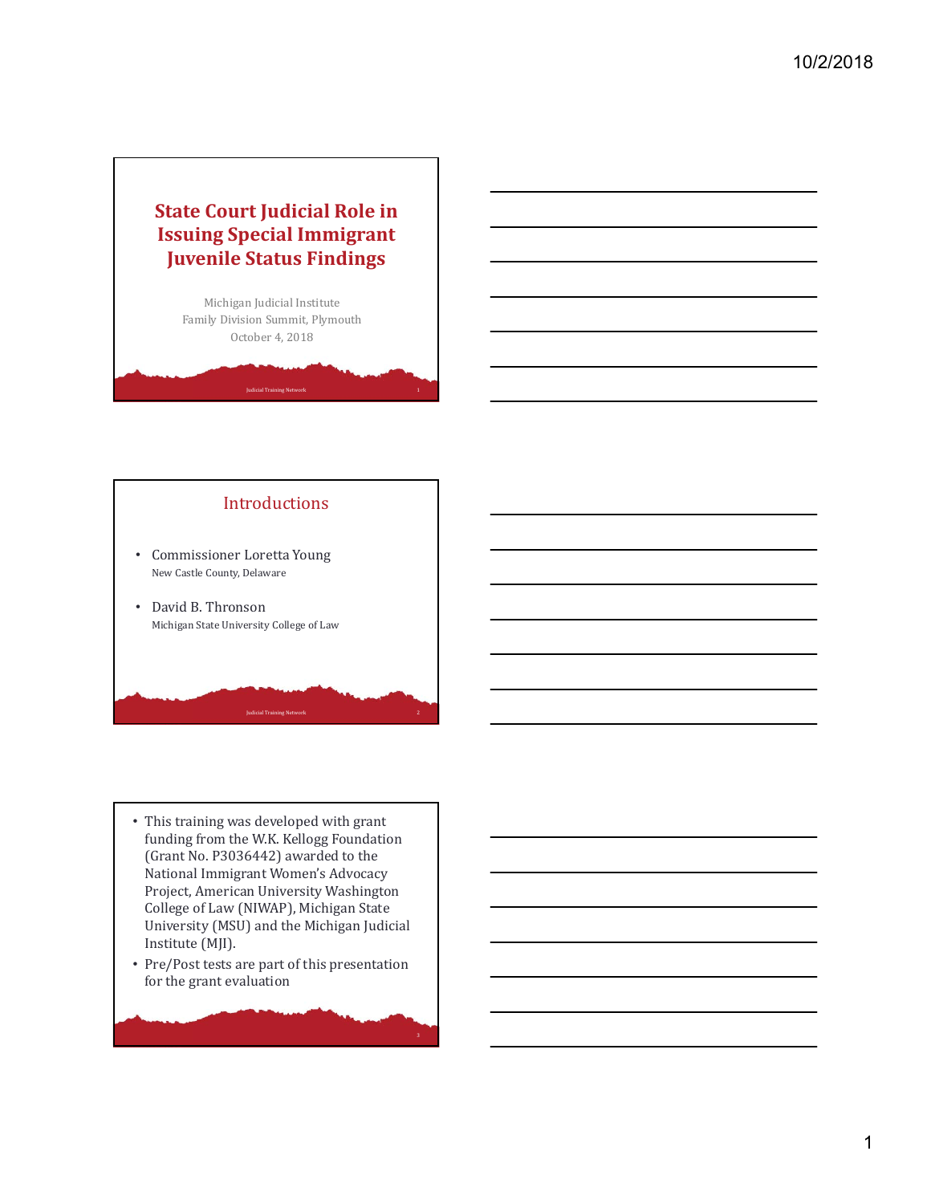# State Court Judicial Role in Issuing Special Immigrant Juvenile Status Findings

Michigan Judicial Institute
Family Division Summit, Plymouth
October 4, 2018

## Introductions

- Commissioner Loretta Young
  New Castle County, Delaware
- David B. Thronson
  Michigan State University College of Law

---

- This training was developed with grant funding from the W.K. Kellogg Foundation (Grant No. P3036442) awarded to the National Immigrant Women's Advocacy Project, American University Washington College of Law (NIWAP), Michigan State University (MSU) and the Michigan Judicial Institute (MJI).
- Pre/Post tests are part of this presentation for the grant evaluation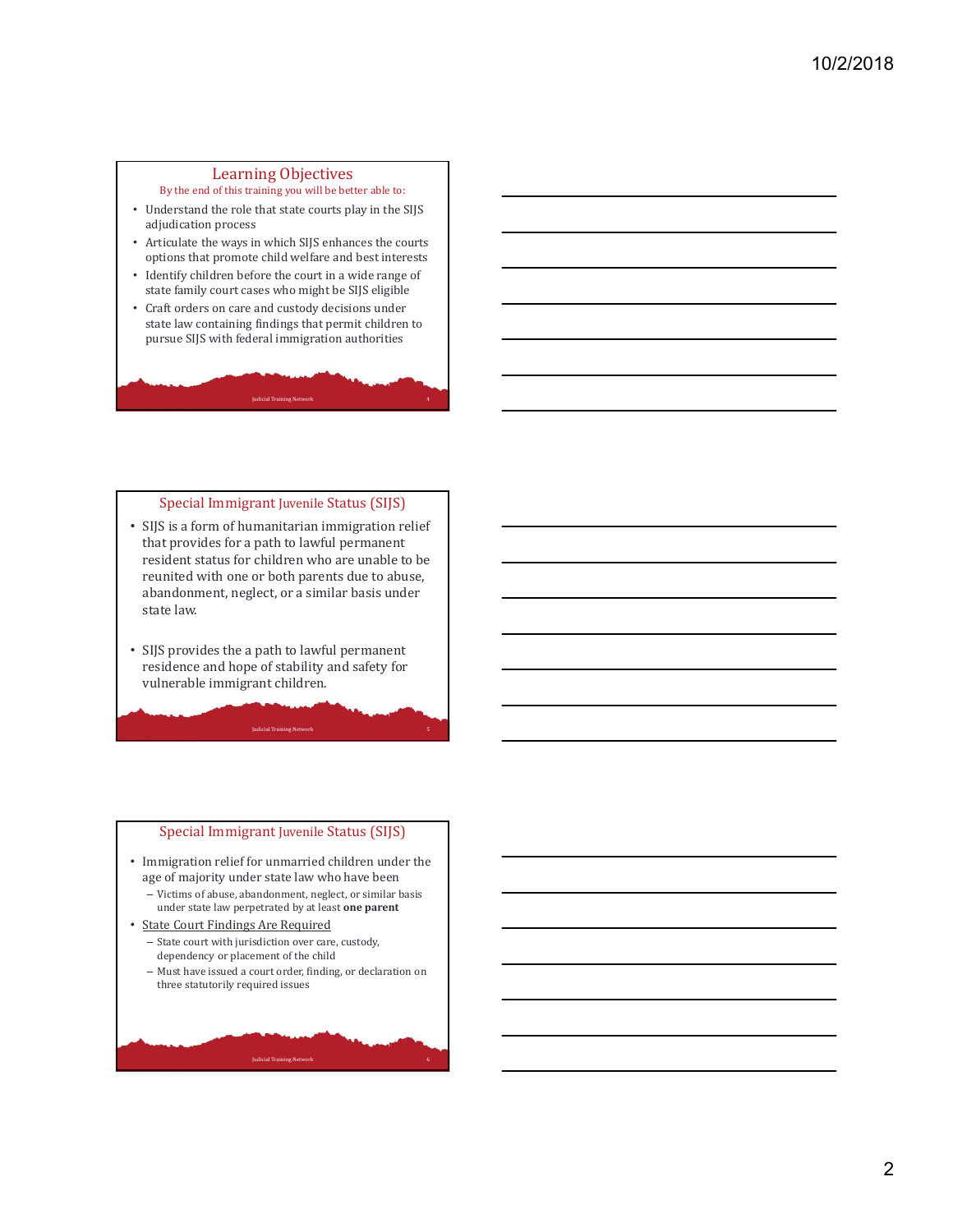## Learning Objectives

By the end of this training you will be better able to:

- Understand the role that state courts play in the SIJS adjudication process
- Articulate the ways in which SIJS enhances the courts options that promote child welfare and best interests
- Identify children before the court in a wide range of state family court cases who might be SIJS eligible
- Craft orders on care and custody decisions under state law containing findings that permit children to pursue SIJS with federal immigration authorities

## Special Immigrant Juvenile Status (SIJS)

- SIJS is a form of humanitarian immigration relief that provides for a path to lawful permanent resident status for children who are unable to be reunited with one or both parents due to abuse, abandonment, neglect, or a similar basis under state law.
- SIJS provides the a path to lawful permanent residence and hope of stability and safety for vulnerable immigrant children.

## Special Immigrant Juvenile Status (SIJS)

- Immigration relief for unmarried children under the age of majority under state law who have been
  - Victims of abuse, abandonment, neglect, or similar basis under state law perpetrated by at least **one parent**
- State Court Findings Are Required
  - State court with jurisdiction over care, custody, dependency or placement of the child
  - Must have issued a court order, finding, or declaration on three statutorily required issues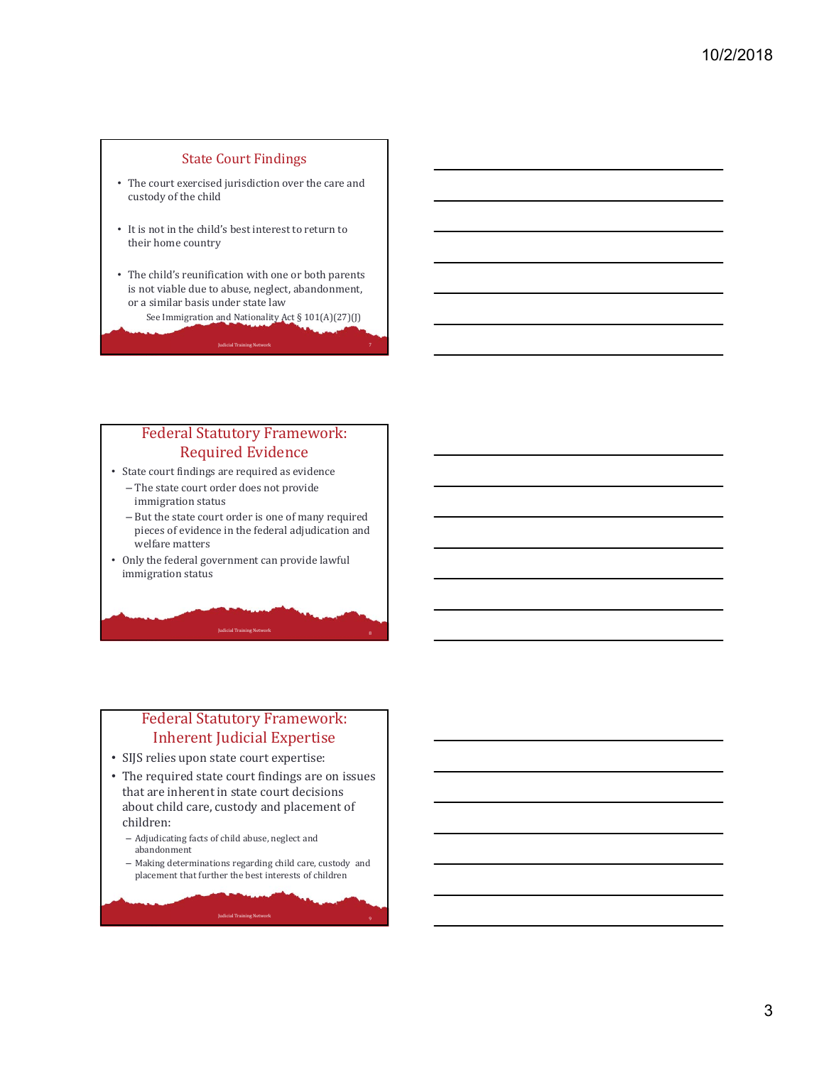## State Court Findings

- The court exercised jurisdiction over the care and custody of the child
- It is not in the child's best interest to return to their home country
- The child's reunification with one or both parents is not viable due to abuse, neglect, abandonment, or a similar basis under state law

See Immigration and Nationality Act § 101(A)(27)(J)

## Federal Statutory Framework: Required Evidence

- State court findings are required as evidence
  - The state court order does not provide immigration status
  - But the state court order is one of many required pieces of evidence in the federal adjudication and welfare matters
- Only the federal government can provide lawful immigration status

## Federal Statutory Framework: Inherent Judicial Expertise

- SIJS relies upon state court expertise:
- The required state court findings are on issues that are inherent in state court decisions about child care, custody and placement of children:
  - Adjudicating facts of child abuse, neglect and abandonment
  - Making determinations regarding child care, custody and placement that further the best interests of children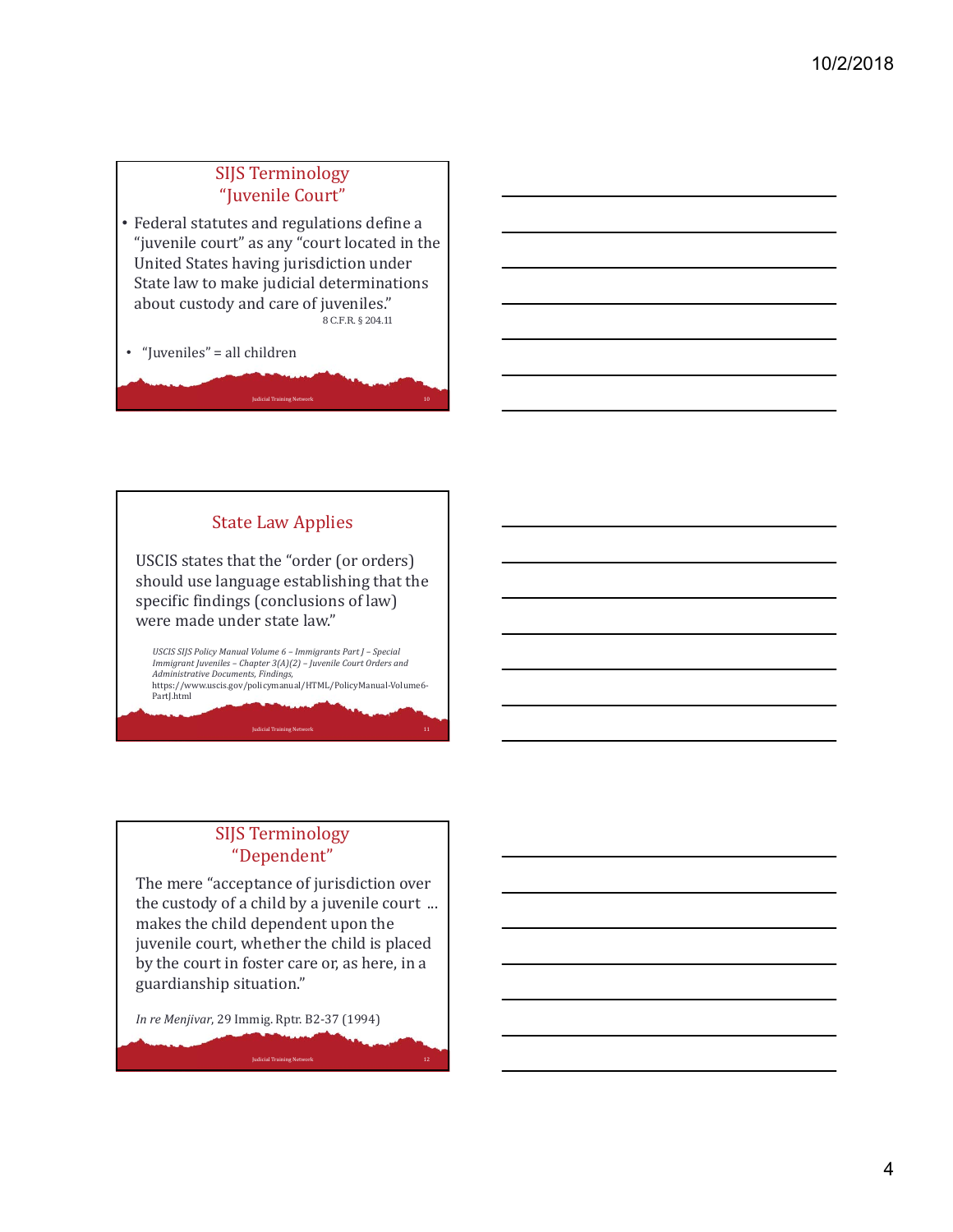## SIJS Terminology “Juvenile Court”

- Federal statutes and regulations define a “juvenile court” as any “court located in the United States having jurisdiction under State law to make judicial determinations about custody and care of juveniles.” 8 C.F.R. § 204.11
- “Juveniles” = all children

## State Law Applies

USCIS states that the “order (or orders) should use language establishing that the specific findings (conclusions of law) were made under state law.”

*USCIS SIJS Policy Manual Volume 6 – Immigrants Part J – Special Immigrant Juveniles – Chapter 3(A)(2) – Juvenile Court Orders and Administrative Documents, Findings,* https://www.uscis.gov/policymanual/HTML/PolicyManual-Volume6-PartJ.html

## SIJS Terminology “Dependent”

The mere “acceptance of jurisdiction over the custody of a child by a juvenile court … makes the child dependent upon the juvenile court, whether the child is placed by the court in foster care or, as here, in a guardianship situation.”

*In re Menjivar*, 29 Immig. Rptr. B2-37 (1994)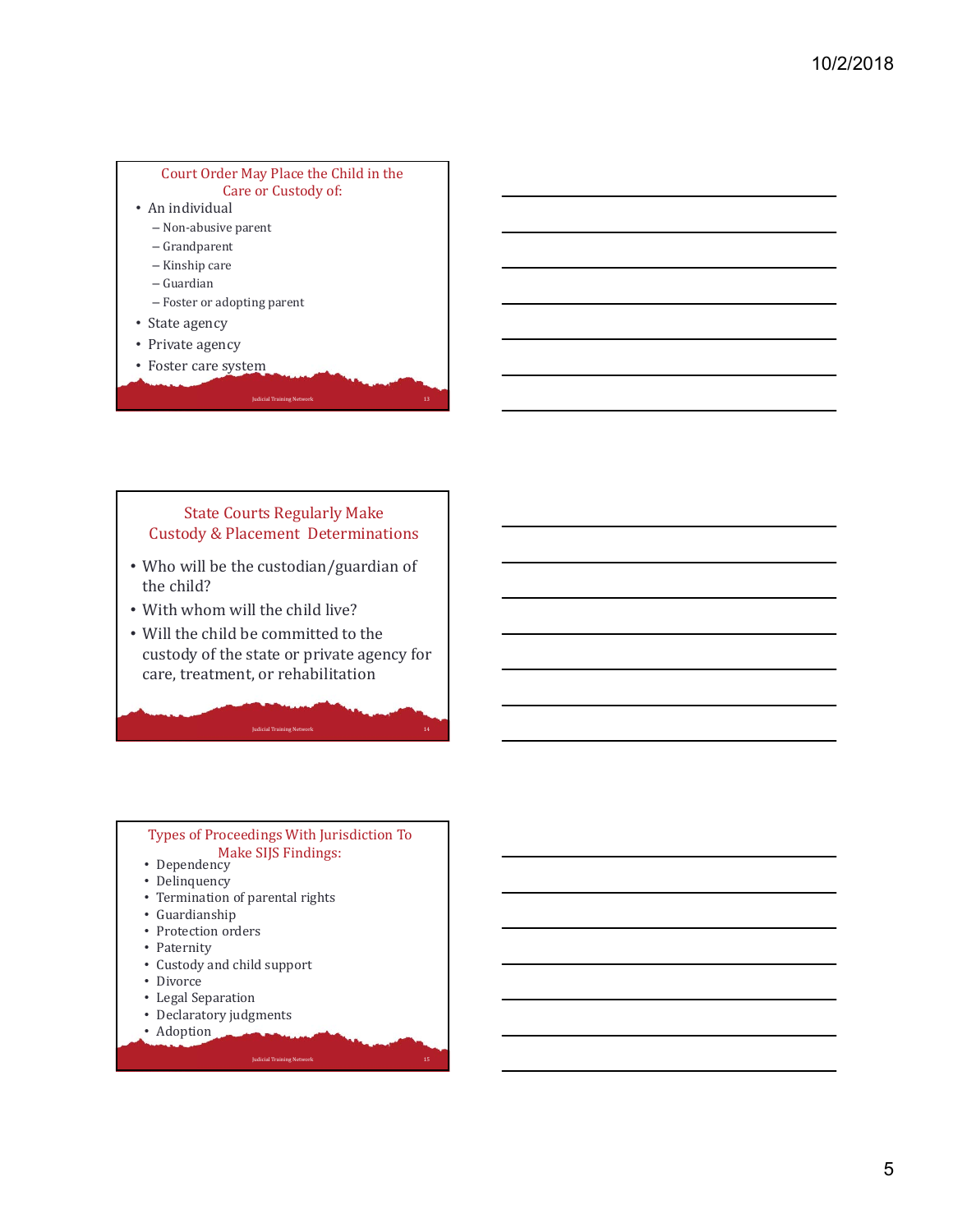## Court Order May Place the Child in the Care or Custody of:

- An individual
  - Non-abusive parent
  - Grandparent
  - Kinship care
  - Guardian
  - Foster or adopting parent
- State agency
- Private agency
- Foster care system

## State Courts Regularly Make Custody & Placement Determinations

- Who will be the custodian/guardian of the child?
- With whom will the child live?
- Will the child be committed to the custody of the state or private agency for care, treatment, or rehabilitation

## Types of Proceedings With Jurisdiction To Make SIJS Findings:

- Dependency
- Delinquency
- Termination of parental rights
- Guardianship
- Protection orders
- Paternity
- Custody and child support
- Divorce
- Legal Separation
- Declaratory judgments
- Adoption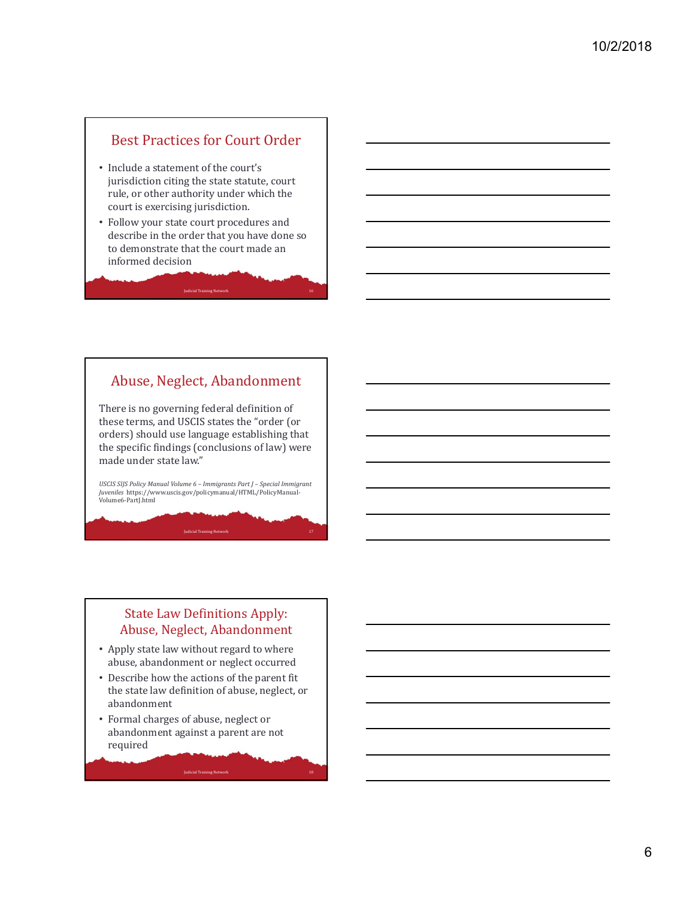## Best Practices for Court Order

- Include a statement of the court's jurisdiction citing the state statute, court rule, or other authority under which the court is exercising jurisdiction.
- Follow your state court procedures and describe in the order that you have done so to demonstrate that the court made an informed decision

## Abuse, Neglect, Abandonment

There is no governing federal definition of these terms, and USCIS states the "order (or orders) should use language establishing that the specific findings (conclusions of law) were made under state law."

*USCIS SIJS Policy Manual Volume 6 – Immigrants Part J – Special Immigrant Juveniles* https://www.uscis.gov/policymanual/HTML/PolicyManual-Volume6-PartJ.html

## State Law Definitions Apply: Abuse, Neglect, Abandonment

- Apply state law without regard to where abuse, abandonment or neglect occurred
- Describe how the actions of the parent fit the state law definition of abuse, neglect, or abandonment
- Formal charges of abuse, neglect or abandonment against a parent are not required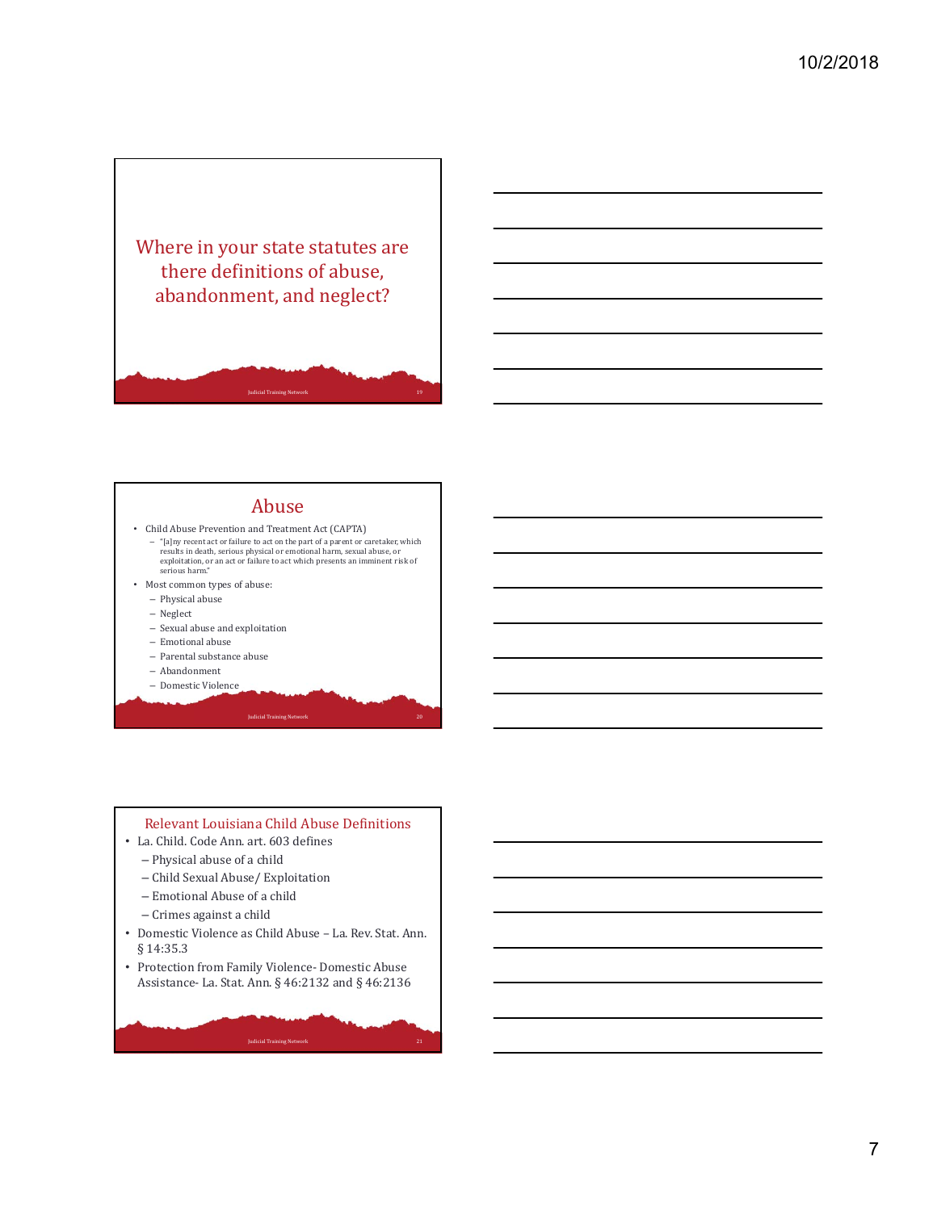## Where in your state statutes are there definitions of abuse, abandonment, and neglect?

## Abuse

- Child Abuse Prevention and Treatment Act (CAPTA)
  - "[a]ny recent act or failure to act on the part of a parent or caretaker, which results in death, serious physical or emotional harm, sexual abuse, or exploitation, or an act or failure to act which presents an imminent risk of serious harm."
- Most common types of abuse:
  - Physical abuse
  - Neglect
  - Sexual abuse and exploitation
  - Emotional abuse
  - Parental substance abuse
  - Abandonment
  - Domestic Violence

## Relevant Louisiana Child Abuse Definitions

- La. Child. Code Ann. art. 603 defines
  - Physical abuse of a child
  - Child Sexual Abuse/ Exploitation
  - Emotional Abuse of a child
  - Crimes against a child
- Domestic Violence as Child Abuse – La. Rev. Stat. Ann. § 14:35.3
- Protection from Family Violence- Domestic Abuse Assistance- La. Stat. Ann. § 46:2132 and § 46:2136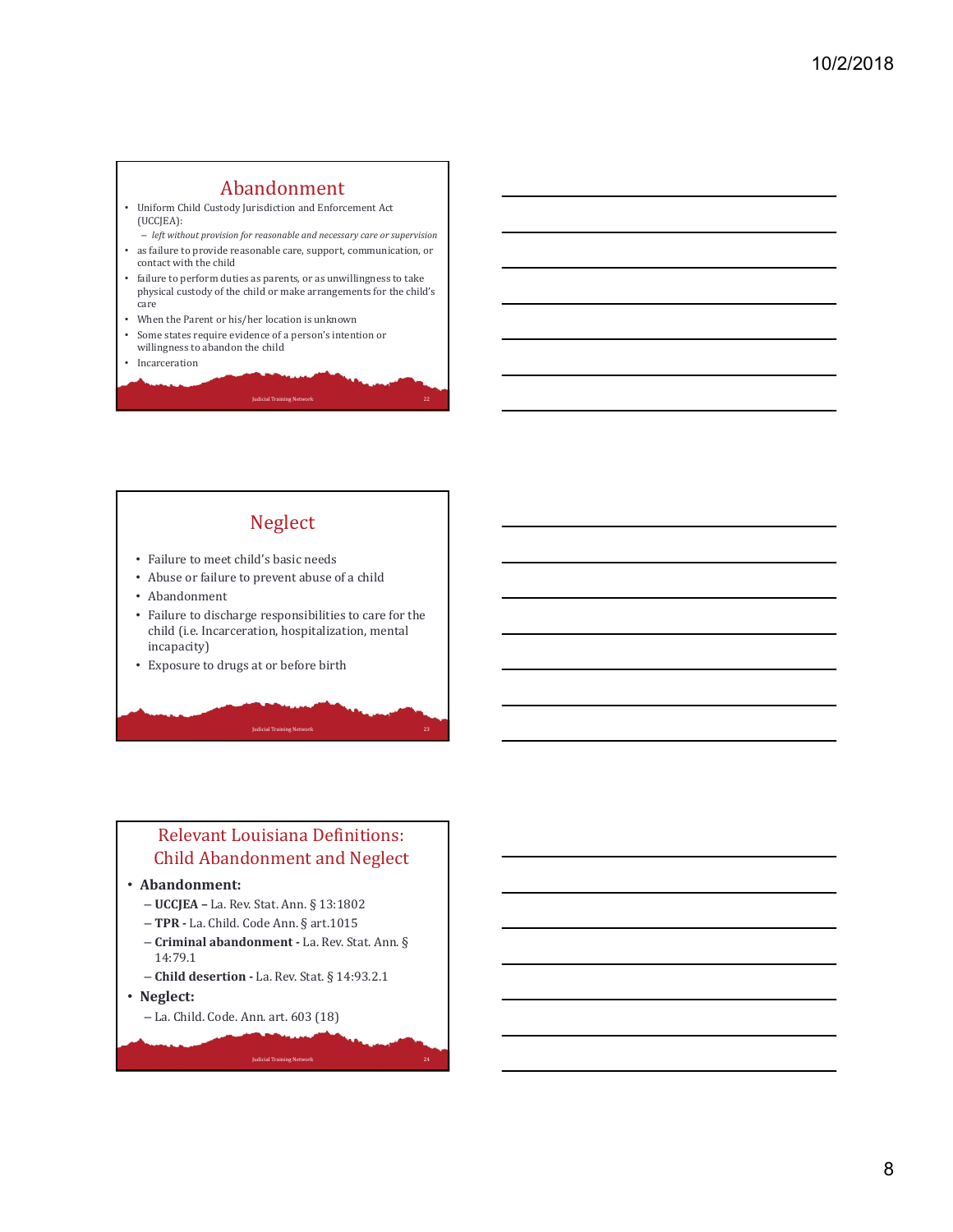## Abandonment

- Uniform Child Custody Jurisdiction and Enforcement Act (UCCJEA):
  - *left without provision for reasonable and necessary care or supervision*
- as failure to provide reasonable care, support, communication, or contact with the child
- failure to perform duties as parents, or as unwillingness to take physical custody of the child or make arrangements for the child's care
- When the Parent or his/her location is unknown
- Some states require evidence of a person's intention or willingness to abandon the child
- Incarceration

## Neglect

- Failure to meet child's basic needs
- Abuse or failure to prevent abuse of a child
- Abandonment
- Failure to discharge responsibilities to care for the child (i.e. Incarceration, hospitalization, mental incapacity)
- Exposure to drugs at or before birth

## Relevant Louisiana Definitions: Child Abandonment and Neglect

- **Abandonment:**
  - **UCCJEA –** La. Rev. Stat. Ann. § 13:1802
  - **TPR -** La. Child. Code Ann. § art.1015
  - **Criminal abandonment -** La. Rev. Stat. Ann. § 14:79.1
  - **Child desertion -** La. Rev. Stat. § 14:93.2.1
- **Neglect:**
  - La. Child. Code. Ann. art. 603 (18)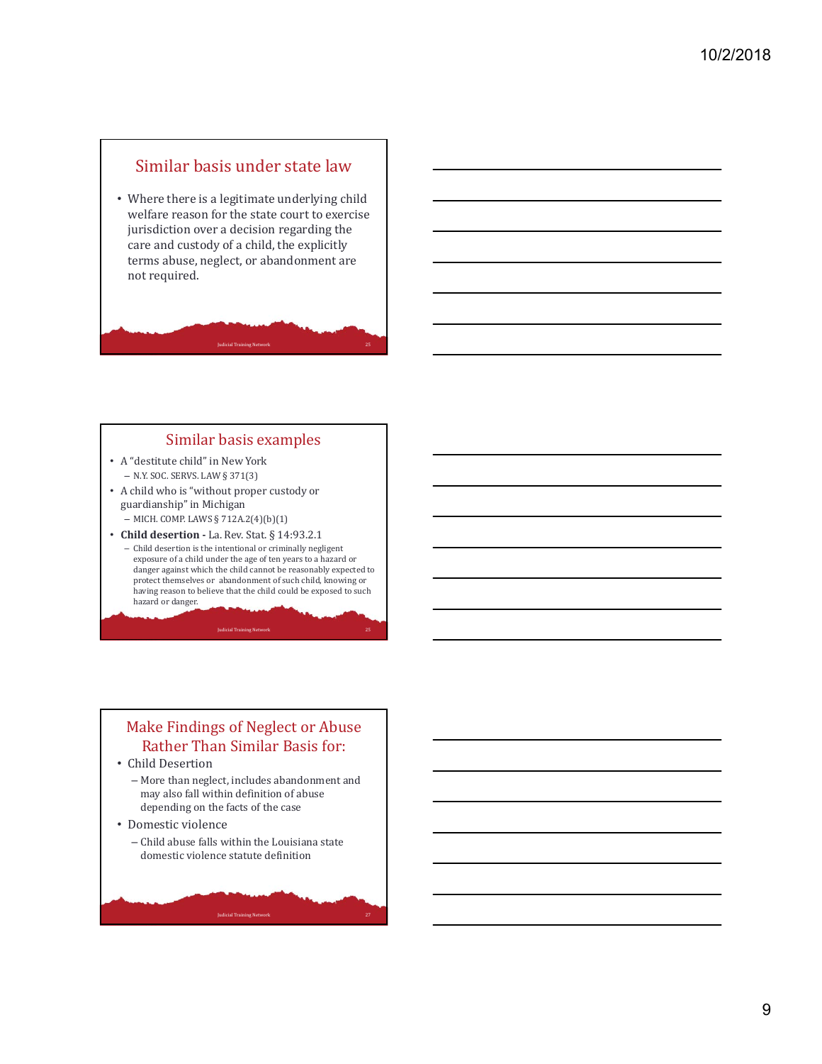## Similar basis under state law

- Where there is a legitimate underlying child welfare reason for the state court to exercise jurisdiction over a decision regarding the care and custody of a child, the explicitly terms abuse, neglect, or abandonment are not required.

## Similar basis examples

- A "destitute child" in New York
  - N.Y. SOC. SERVS. LAW § 371(3)
- A child who is "without proper custody or guardianship" in Michigan
  - MICH. COMP. LAWS § 712A.2(4)(b)(1)
- **Child desertion -** La. Rev. Stat. § 14:93.2.1
  - Child desertion is the intentional or criminally negligent exposure of a child under the age of ten years to a hazard or danger against which the child cannot be reasonably expected to protect themselves or abandonment of such child, knowing or having reason to believe that the child could be exposed to such hazard or danger.

## Make Findings of Neglect or Abuse Rather Than Similar Basis for:

- Child Desertion
  - More than neglect, includes abandonment and may also fall within definition of abuse depending on the facts of the case
- Domestic violence
  - Child abuse falls within the Louisiana state domestic violence statute definition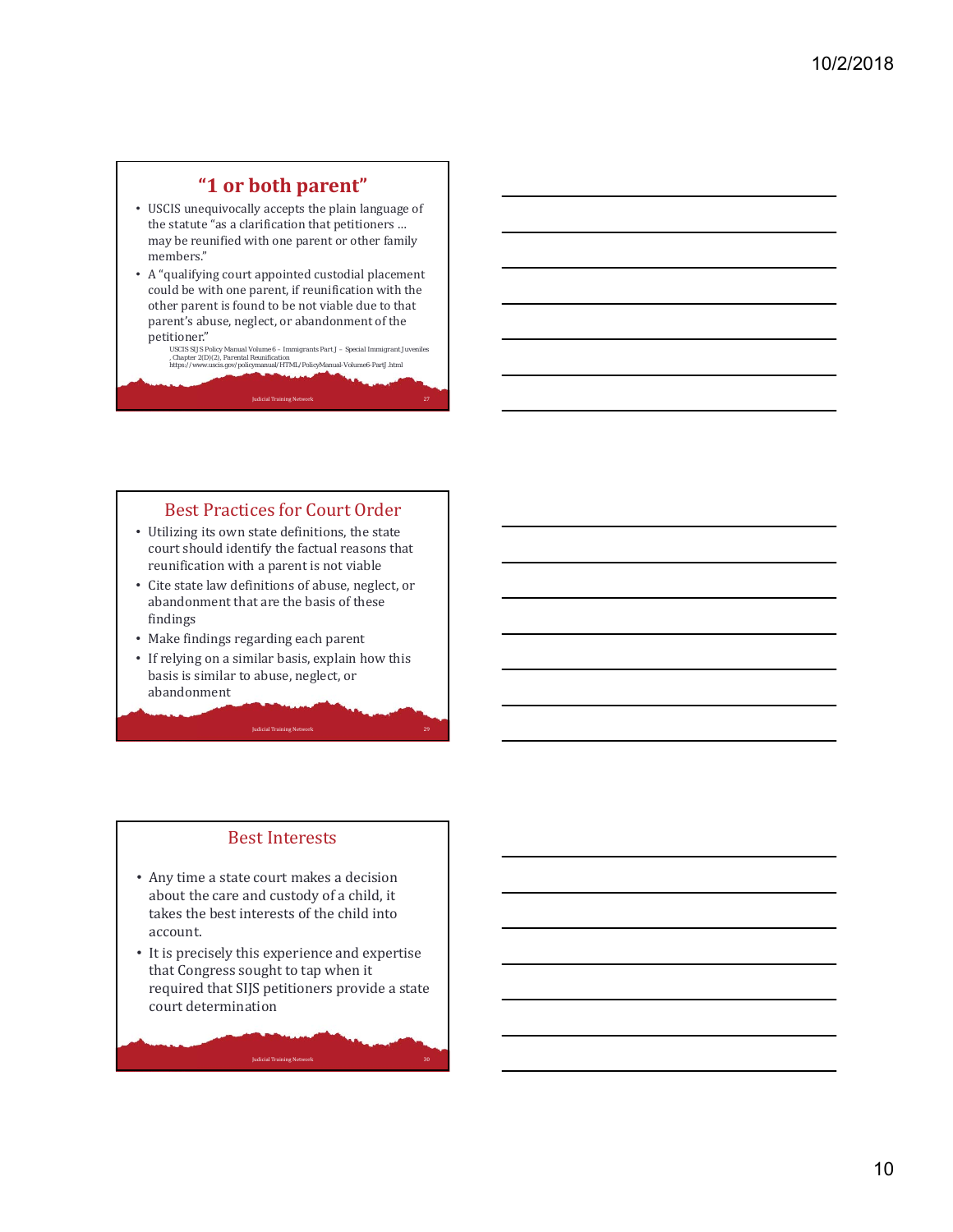## "1 or both parent"

- USCIS unequivocally accepts the plain language of the statute "as a clarification that petitioners … may be reunified with one parent or other family members."
- A "qualifying court appointed custodial placement could be with one parent, if reunification with the other parent is found to be not viable due to that parent's abuse, neglect, or abandonment of the petitioner."
  - USCIS SIJS Policy Manual Volume 6 – Immigrants Part J – Special Immigrant Juveniles , Chapter 2(D)(2), Parental Reunification https://www.uscis.gov/policymanual/HTML/PolicyManual-Volume6-PartJ.html

## Best Practices for Court Order

- Utilizing its own state definitions, the state court should identify the factual reasons that reunification with a parent is not viable
- Cite state law definitions of abuse, neglect, or abandonment that are the basis of these findings
- Make findings regarding each parent
- If relying on a similar basis, explain how this basis is similar to abuse, neglect, or abandonment

## Best Interests

- Any time a state court makes a decision about the care and custody of a child, it takes the best interests of the child into account.
- It is precisely this experience and expertise that Congress sought to tap when it required that SIJS petitioners provide a state court determination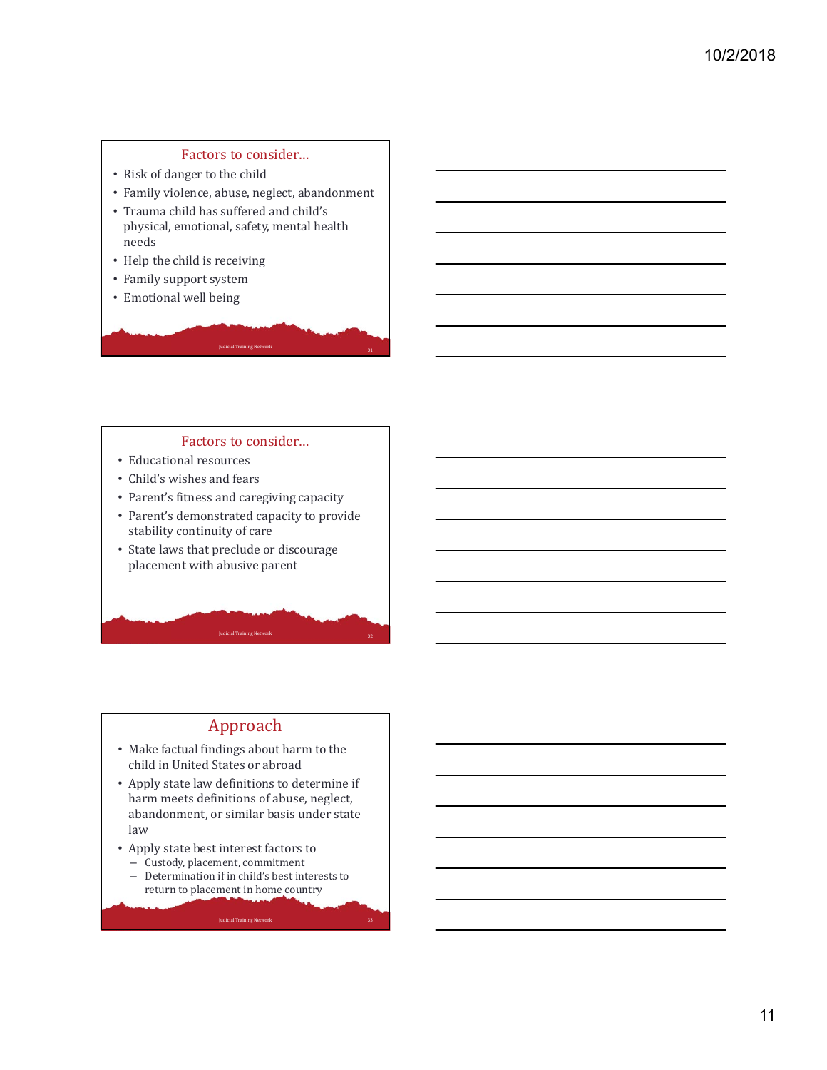## Factors to consider…

- Risk of danger to the child
- Family violence, abuse, neglect, abandonment
- Trauma child has suffered and child's physical, emotional, safety, mental health needs
- Help the child is receiving
- Family support system
- Emotional well being

## Factors to consider…

- Educational resources
- Child's wishes and fears
- Parent's fitness and caregiving capacity
- Parent's demonstrated capacity to provide stability continuity of care
- State laws that preclude or discourage placement with abusive parent

## Approach

- Make factual findings about harm to the child in United States or abroad
- Apply state law definitions to determine if harm meets definitions of abuse, neglect, abandonment, or similar basis under state law
- Apply state best interest factors to
  - Custody, placement, commitment
  - Determination if in child's best interests to return to placement in home country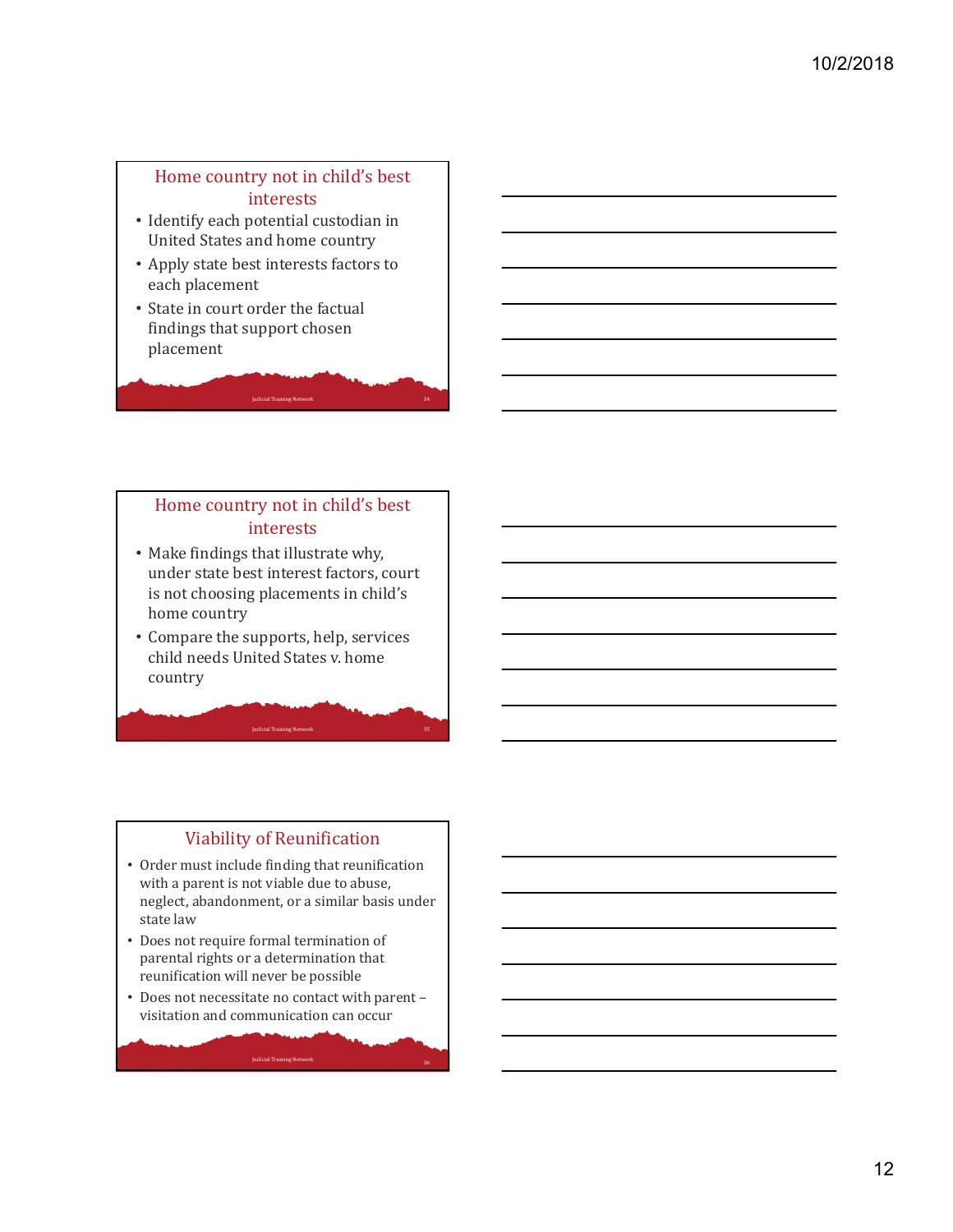## Home country not in child's best interests

- Identify each potential custodian in United States and home country
- Apply state best interests factors to each placement
- State in court order the factual findings that support chosen placement

## Home country not in child's best interests

- Make findings that illustrate why, under state best interest factors, court is not choosing placements in child's home country
- Compare the supports, help, services child needs United States v. home country

## Viability of Reunification

- Order must include finding that reunification with a parent is not viable due to abuse, neglect, abandonment, or a similar basis under state law
- Does not require formal termination of parental rights or a determination that reunification will never be possible
- Does not necessitate no contact with parent – visitation and communication can occur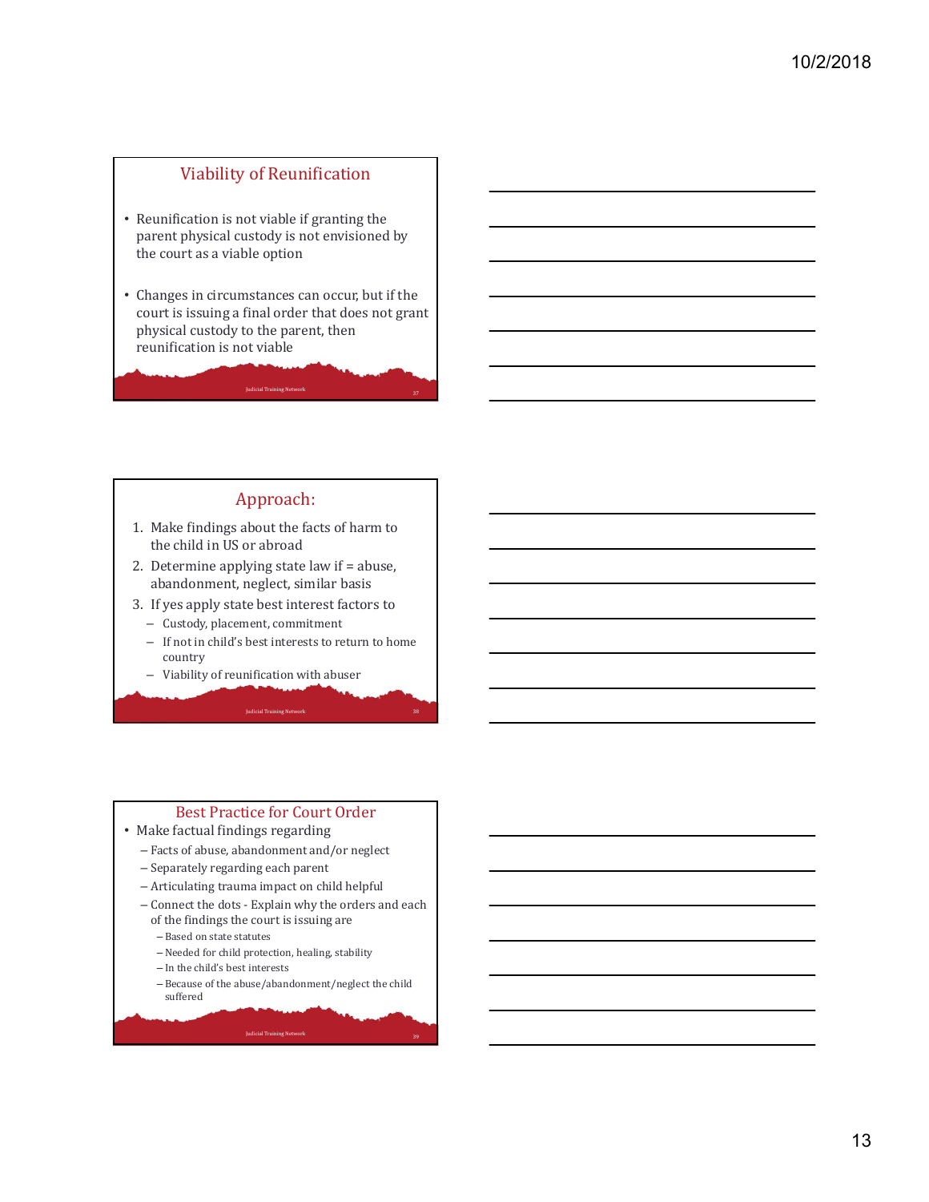## Viability of Reunification

- Reunification is not viable if granting the parent physical custody is not envisioned by the court as a viable option
- Changes in circumstances can occur, but if the court is issuing a final order that does not grant physical custody to the parent, then reunification is not viable

## Approach:

1. Make findings about the facts of harm to the child in US or abroad
2. Determine applying state law if = abuse, abandonment, neglect, similar basis
3. If yes apply state best interest factors to
   - Custody, placement, commitment
   - If not in child's best interests to return to home country
   - Viability of reunification with abuser

## Best Practice for Court Order

- Make factual findings regarding
  - Facts of abuse, abandonment and/or neglect
  - Separately regarding each parent
  - Articulating trauma impact on child helpful
  - Connect the dots - Explain why the orders and each of the findings the court is issuing are
    - Based on state statutes
    - Needed for child protection, healing, stability
    - In the child's best interests
    - Because of the abuse/abandonment/neglect the child suffered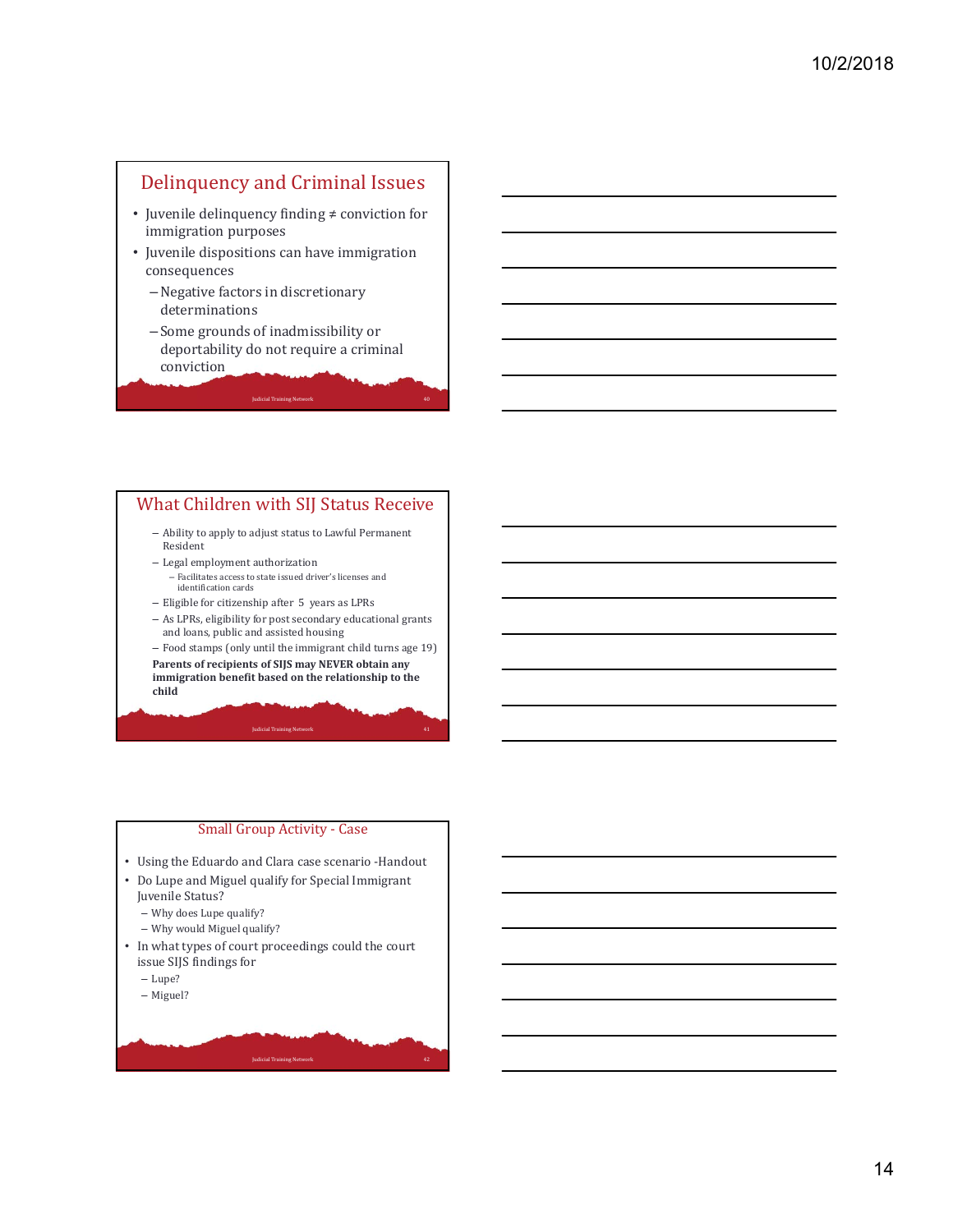## Delinquency and Criminal Issues

- Juvenile delinquency finding ≠ conviction for immigration purposes
- Juvenile dispositions can have immigration consequences
  - Negative factors in discretionary determinations
  - Some grounds of inadmissibility or deportability do not require a criminal conviction

## What Children with SIJ Status Receive

- Ability to apply to adjust status to Lawful Permanent Resident
- Legal employment authorization
  - Facilitates access to state issued driver's licenses and identification cards
- Eligible for citizenship after 5 years as LPRs
- As LPRs, eligibility for post secondary educational grants and loans, public and assisted housing
- Food stamps (only until the immigrant child turns age 19)

**Parents of recipients of SIJS may NEVER obtain any immigration benefit based on the relationship to the child**

## Small Group Activity - Case

- Using the Eduardo and Clara case scenario -Handout
- Do Lupe and Miguel qualify for Special Immigrant Juvenile Status?
  - Why does Lupe qualify?
  - Why would Miguel qualify?
- In what types of court proceedings could the court issue SIJS findings for
  - Lupe?
  - Miguel?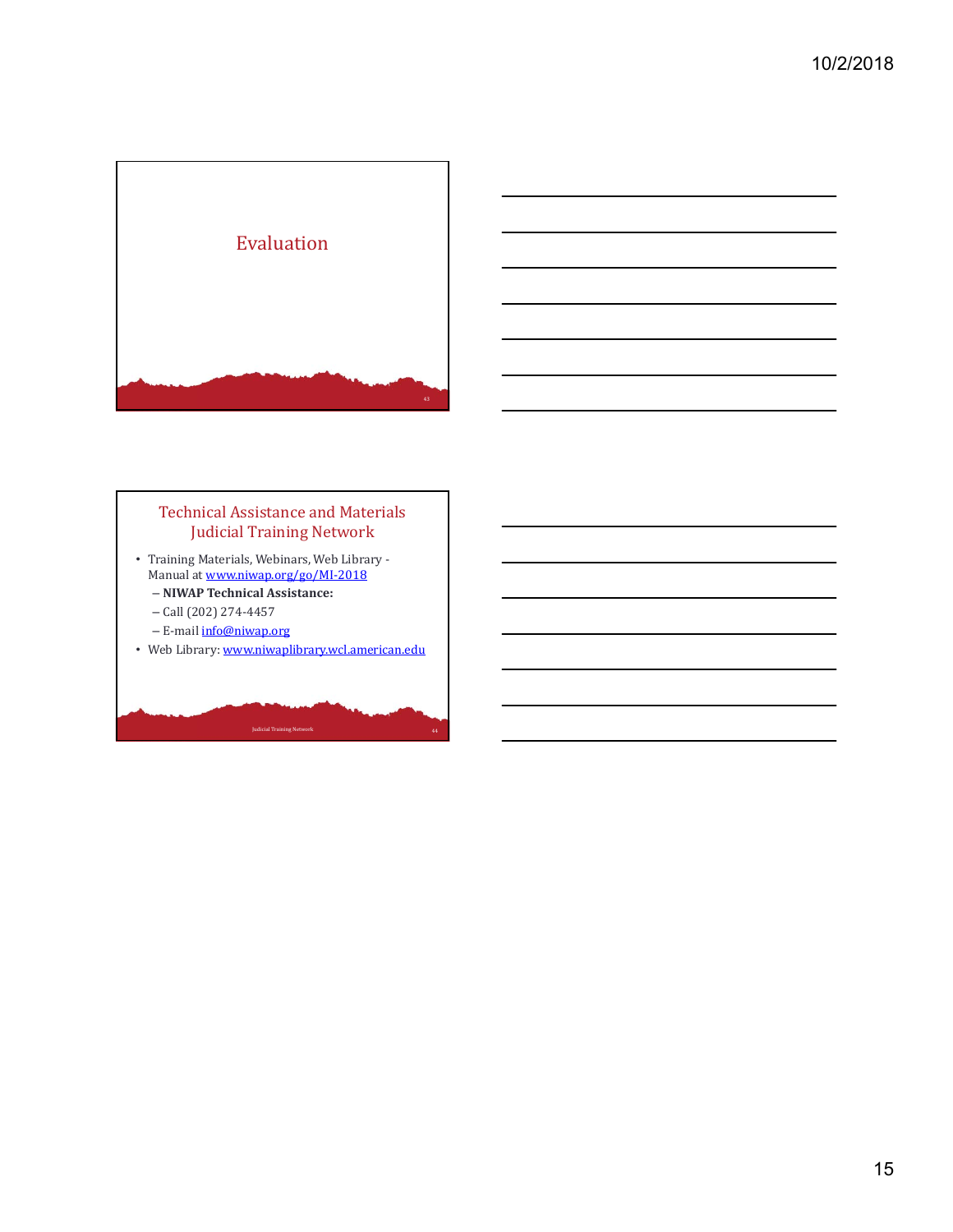## Evaluation

## Technical Assistance and Materials Judicial Training Network

- Training Materials, Webinars, Web Library - Manual at [www.niwap.org/go/MI-2018](http://www.niwap.org/go/MI-2018)
  - **NIWAP Technical Assistance:**
  - Call (202) 274-4457
  - E-mail [info@niwap.org](mailto:info@niwap.org)
- Web Library: [www.niwaplibrary.wcl.american.edu](http://www.niwaplibrary.wcl.american.edu)